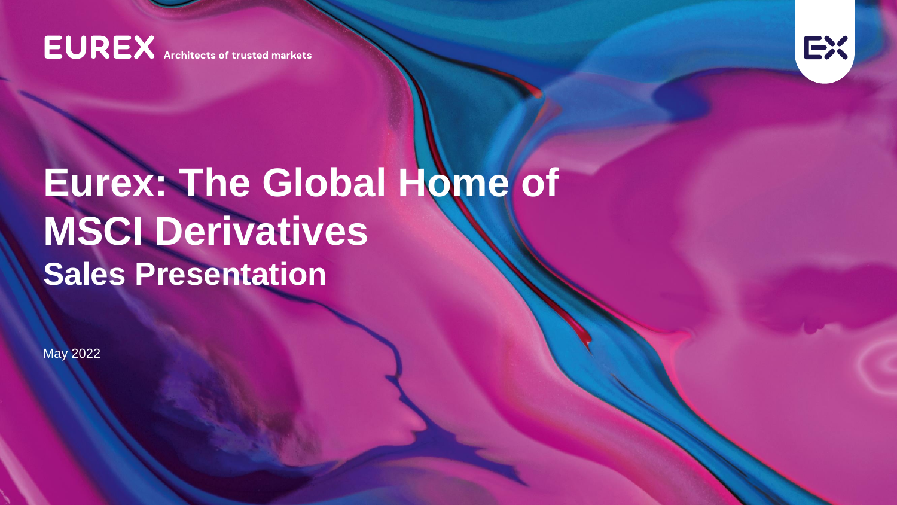EUREX Architects of trusted markets

# Eurex: The Global Home of MSCI Derivatives

## Sales Presentation

May 2022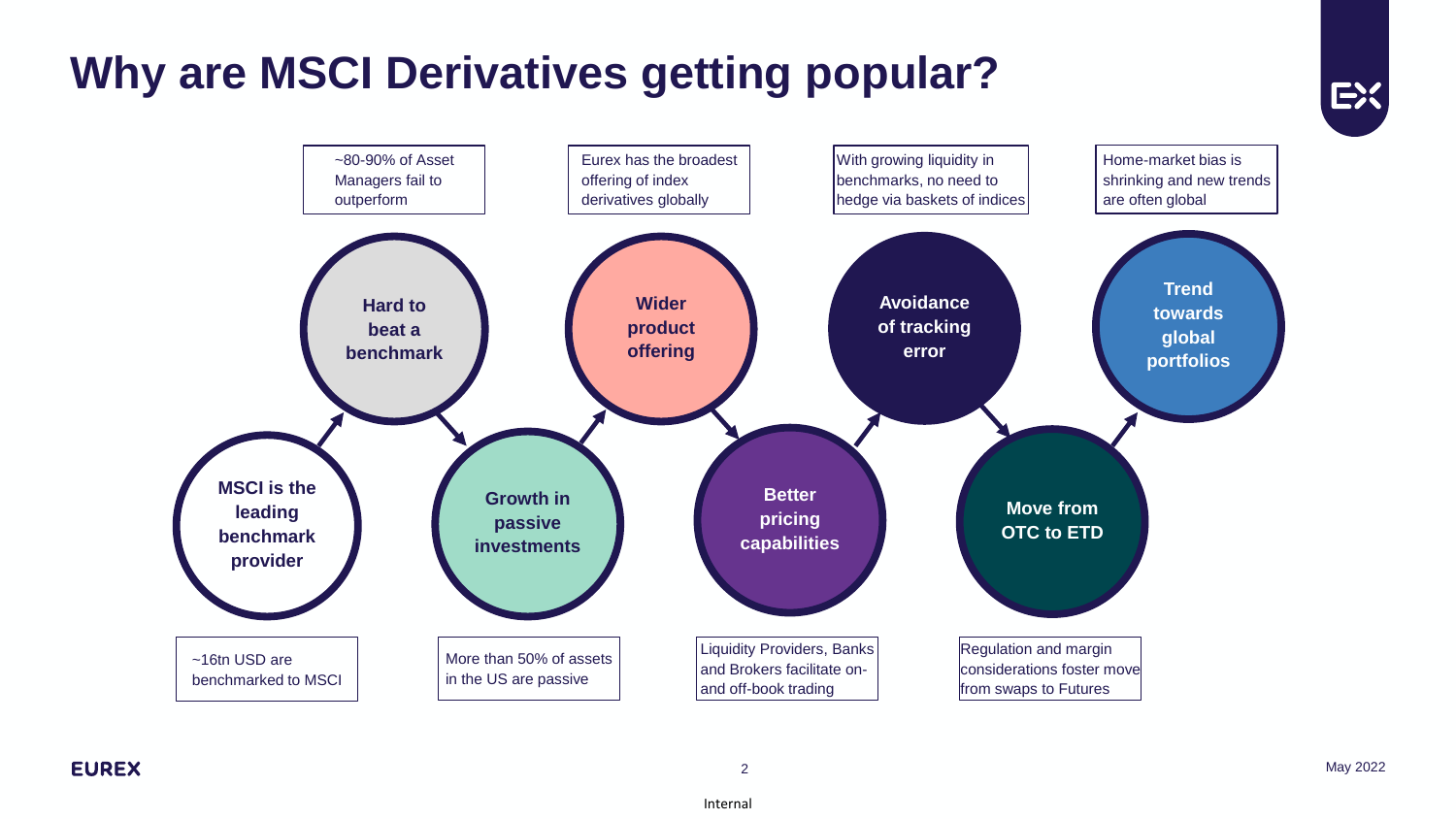# Why are MSCI Derivatives getting popular?

- **MSCI is the leading benchmark provider** — ~16tn USD are benchmarked to MSCI
- **Hard to beat a benchmark** — ~80-90% of Asset Managers fail to outperform
- **Growth in passive investments** — More than 50% of assets in the US are passive
- **Wider product offering** — Eurex has the broadest offering of index derivatives globally
- **Better pricing capabilities** — Liquidity Providers, Banks and Brokers facilitate on- and off-book trading
- **Avoidance of tracking error** — With growing liquidity in benchmarks, no need to hedge via baskets of indices
- **Move from OTC to ETD** — Regulation and margin considerations foster move from swaps to Futures
- **Trend towards global portfolios** — Home-market bias is shrinking and new trends are often global

May 2022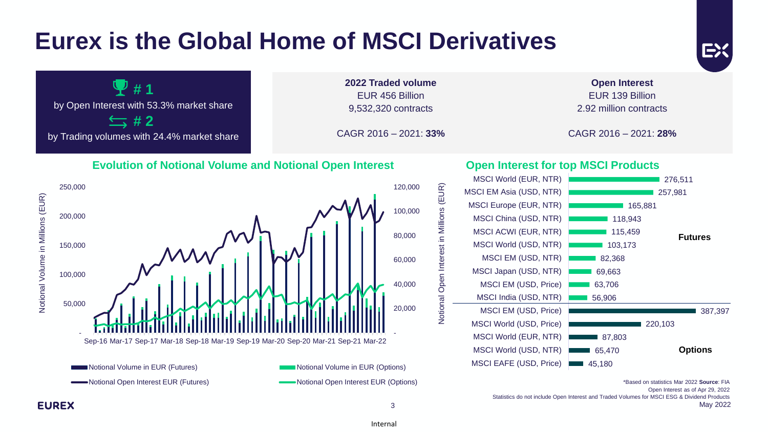# Eurex is the Global Home of MSCI Derivatives

**# 1**
by Open Interest with 53.3% market share

**# 2**
by Trading volumes with 24.4% market share

**2022 Traded volume**
EUR 456 Billion
9,532,320 contracts

CAGR 2016 – 2021: **33%**

**Open Interest**
EUR 139 Billion
2.92 million contracts

CAGR 2016 – 2021: **28%**

## Evolution of Notional Volume and Notional Open Interest

Notional Volume in Millions (EUR): 250,000; 200,000; 150,000; 100,000; 50,000; -

Notional Open Interest in Millions (EUR): 120,000; 100,000; 80,000; 60,000; 40,000; 20,000; -

Sep-16 Mar-17 Sep-17 Mar-18 Sep-18 Mar-19 Sep-19 Mar-20 Sep-20 Mar-21 Sep-21 Mar-22

- Notional Volume in EUR (Futures)
- Notional Volume in EUR (Options)
- Notional Open Interest EUR (Futures)
- Notional Open Interest EUR (Options)

## Open Interest for top MSCI Products

| Product | Open Interest | Type |
|---|---|---|
| MSCI World (EUR, NTR) | 276,511 | Futures |
| MSCI EM Asia (USD, NTR) | 257,981 | Futures |
| MSCI Europe (EUR, NTR) | 165,881 | Futures |
| MSCI China (USD, NTR) | 118,943 | Futures |
| MSCI ACWI (EUR, NTR) | 115,459 | Futures |
| MSCI World (USD, NTR) | 103,173 | Futures |
| MSCI EM (USD, NTR) | 82,368 | Futures |
| MSCI Japan (USD, NTR) | 69,663 | Futures |
| MSCI EM (USD, Price) | 63,706 | Futures |
| MSCI India (USD, NTR) | 56,906 | Futures |
| MSCI EM (USD, Price) | 387,397 | Options |
| MSCI World (USD, Price) | 220,103 | Options |
| MSCI World (EUR, NTR) | 87,803 | Options |
| MSCI World (USD, NTR) | 65,470 | Options |
| MSCI EAFE (USD, Price) | 45,180 | Options |

*Based on statistics Mar 2022 **Source**: FIA
Open Interest as of Apr 29, 2022
Statistics do not include Open Interest and Traded Volumes for MSCI ESG & Dividend Products
May 2022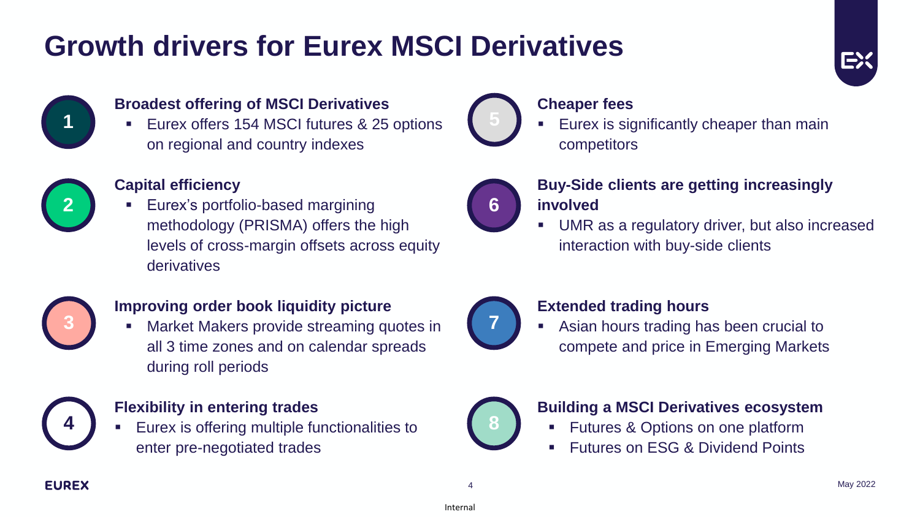# Growth drivers for Eurex MSCI Derivatives

**1 Broadest offering of MSCI Derivatives**

- Eurex offers 154 MSCI futures & 25 options on regional and country indexes

**2 Capital efficiency**

- Eurex's portfolio-based margining methodology (PRISMA) offers the high levels of cross-margin offsets across equity derivatives

**3 Improving order book liquidity picture**

- Market Makers provide streaming quotes in all 3 time zones and on calendar spreads during roll periods

**4 Flexibility in entering trades**

- Eurex is offering multiple functionalities to enter pre-negotiated trades

**5 Cheaper fees**

- Eurex is significantly cheaper than main competitors

**6 Buy-Side clients are getting increasingly involved**

- UMR as a regulatory driver, but also increased interaction with buy-side clients

**7 Extended trading hours**

- Asian hours trading has been crucial to compete and price in Emerging Markets

**8 Building a MSCI Derivatives ecosystem**

- Futures & Options on one platform
- Futures on ESG & Dividend Points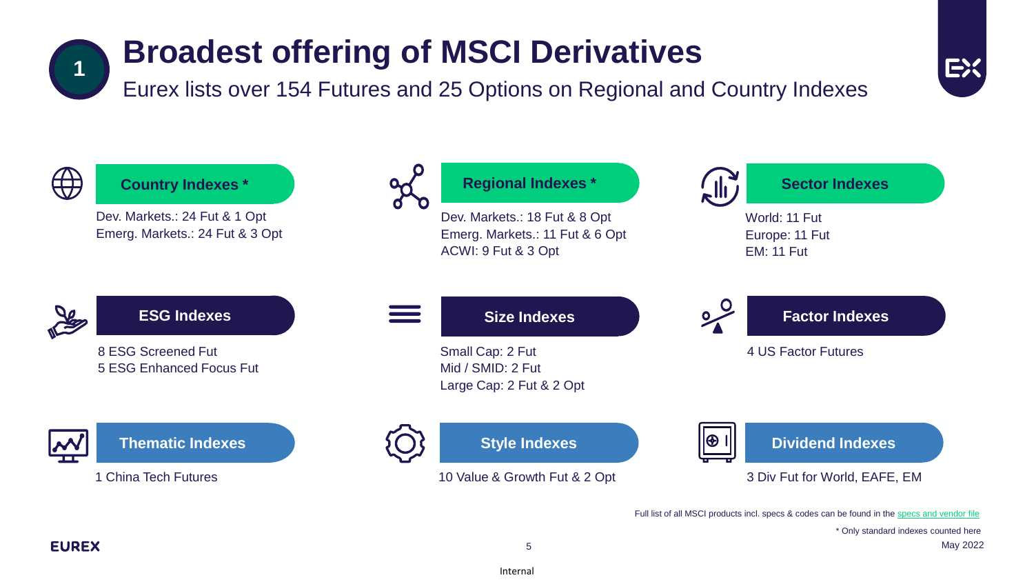# 1 Broadest offering of MSCI Derivatives

Eurex lists over 154 Futures and 25 Options on Regional and Country Indexes

### Country Indexes *

Dev. Markets.: 24 Fut & 1 Opt
Emerg. Markets.: 24 Fut & 3 Opt

### Regional Indexes *

Dev. Markets.: 18 Fut & 8 Opt
Emerg. Markets.: 11 Fut & 6 Opt
ACWI: 9 Fut & 3 Opt

### Sector Indexes

World: 11 Fut
Europe: 11 Fut
EM: 11 Fut

### ESG Indexes

8 ESG Screened Fut
5 ESG Enhanced Focus Fut

### Size Indexes

Small Cap: 2 Fut
Mid / SMID: 2 Fut
Large Cap: 2 Fut & 2 Opt

### Factor Indexes

4 US Factor Futures

### Thematic Indexes

1 China Tech Futures

### Style Indexes

10 Value & Growth Fut & 2 Opt

### Dividend Indexes

3 Div Fut for World, EAFE, EM

Full list of all MSCI products incl. specs & codes can be found in the specs and vendor file

* Only standard indexes counted here

May 2022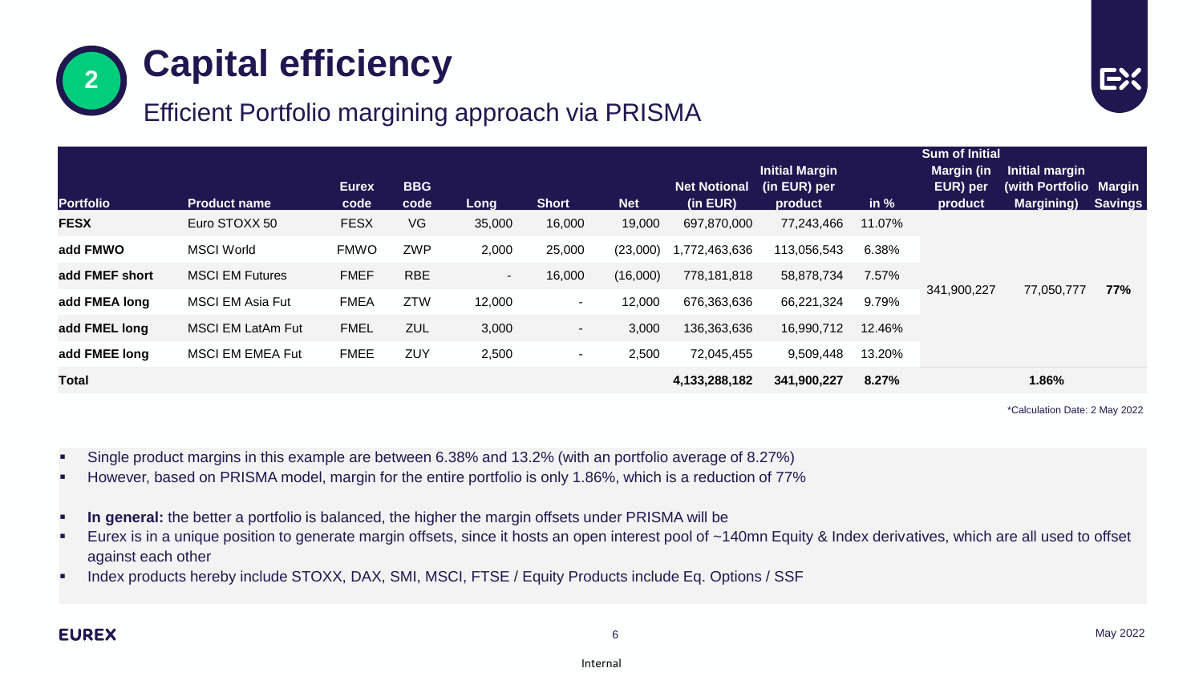## 2 Capital efficiency

### Efficient Portfolio margining approach via PRISMA

| Portfolio | Product name | Eurex code | BBG code | Long | Short | Net | Net Notional (in EUR) | Initial Margin (in EUR) per product | in % | Sum of Initial Margin (in EUR) per product | Initial margin (with Portfolio Margining) | Margin Savings |
|---|---|---|---|---|---|---|---|---|---|---|---|---|
| **FESX** | Euro STOXX 50 | FESX | VG | 35,000 | 16,000 | 19,000 | 697,870,000 | 77,243,466 | 11.07% | | | |
| **add FMWO** | MSCI World | FMWO | ZWP | 2,000 | 25,000 | (23,000) | 1,772,463,636 | 113,056,543 | 6.38% | | | |
| **add FMEF short** | MSCI EM Futures | FMEF | RBE | - | 16,000 | (16,000) | 778,181,818 | 58,878,734 | 7.57% | 341,900,227 | 77,050,777 | **77%** |
| **add FMEA long** | MSCI EM Asia Fut | FMEA | ZTW | 12,000 | - | 12,000 | 676,363,636 | 66,221,324 | 9.79% | | | |
| **add FMEL long** | MSCI EM LatAm Fut | FMEL | ZUL | 3,000 | - | 3,000 | 136,363,636 | 16,990,712 | 12.46% | | | |
| **add FMEE long** | MSCI EM EMEA Fut | FMEE | ZUY | 2,500 | - | 2,500 | 72,045,455 | 9,509,448 | 13.20% | | | |
| **Total** | | | | | | | **4,133,288,182** | **341,900,227** | **8.27%** | | **1.86%** | |

*Calculation Date: 2 May 2022

- Single product margins in this example are between 6.38% and 13.2% (with an portfolio average of 8.27%)
- However, based on PRISMA model, margin for the entire portfolio is only 1.86%, which is a reduction of 77%

- **In general:** the better a portfolio is balanced, the higher the margin offsets under PRISMA will be
- Eurex is in a unique position to generate margin offsets, since it hosts an open interest pool of ~140mn Equity & Index derivatives, which are all used to offset against each other
- Index products hereby include STOXX, DAX, SMI, MSCI, FTSE / Equity Products include Eq. Options / SSF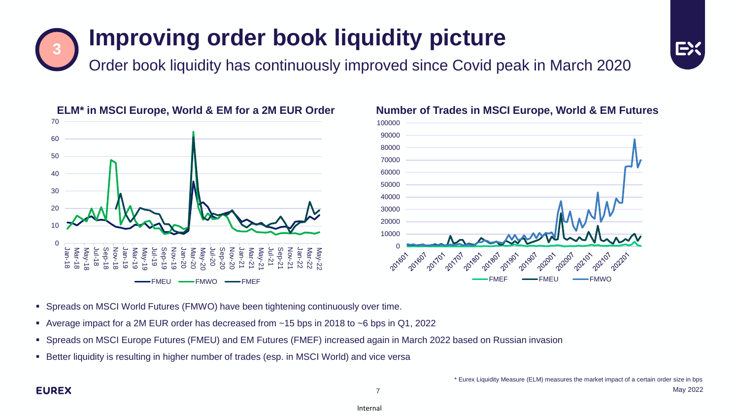# Improving order book liquidity picture

Order book liquidity has continuously improved since Covid peak in March 2020

**ELM* in MSCI Europe, World & EM for a 2M EUR Order**

**Number of Trades in MSCI Europe, World & EM Futures**

- Spreads on MSCI World Futures (FMWO) have been tightening continuously over time.
- Average impact for a 2M EUR order has decreased from ~15 bps in 2018 to ~6 bps in Q1, 2022
- Spreads on MSCI Europe Futures (FMEU) and EM Futures (FMEF) increased again in March 2022 based on Russian invasion
- Better liquidity is resulting in higher number of trades (esp. in MSCI World) and vice versa

\* Eurex Liquidity Measure (ELM) measures the market impact of a certain order size in bps

May 2022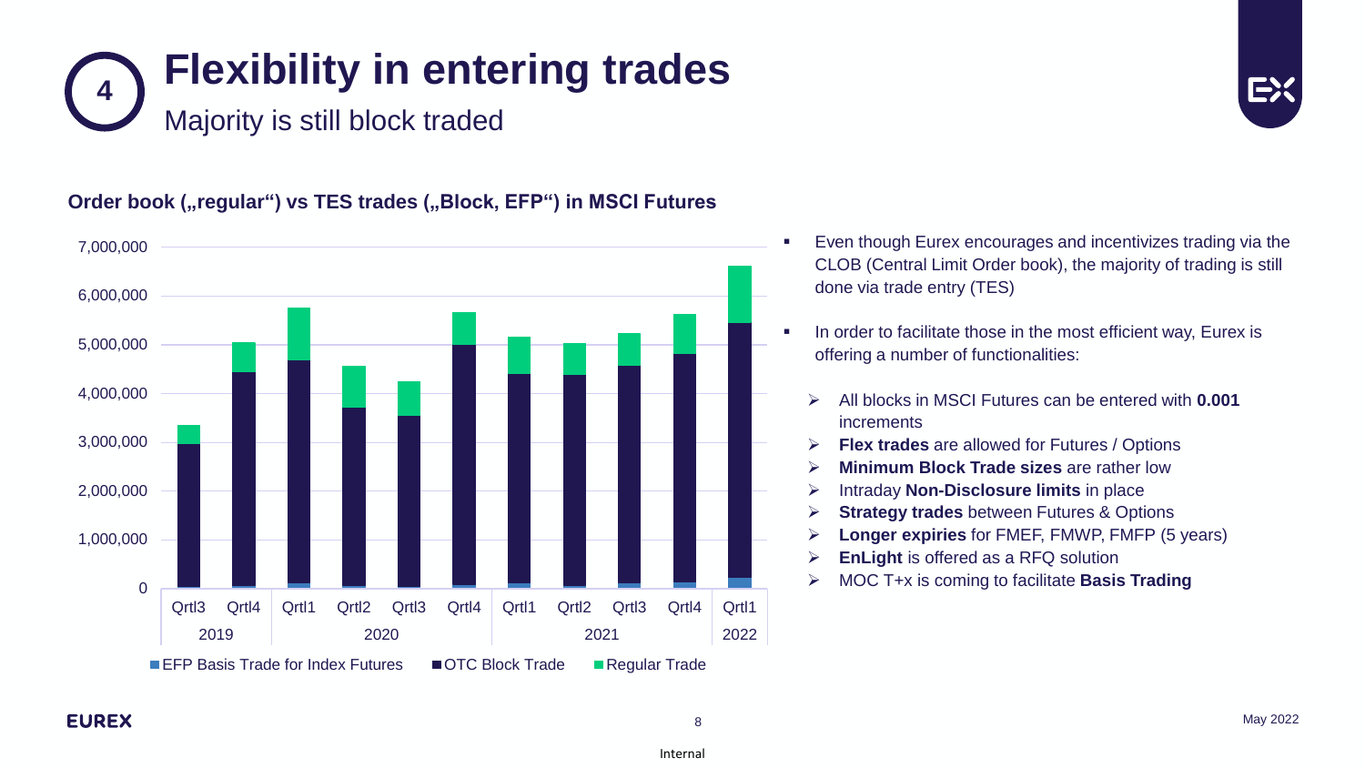# 4 Flexibility in entering trades

## Majority is still block traded

**Order book („regular“) vs TES trades („Block, EFP“) in MSCI Futures**

- Even though Eurex encourages and incentivizes trading via the CLOB (Central Limit Order book), the majority of trading is still done via trade entry (TES)
- In order to facilitate those in the most efficient way, Eurex is offering a number of functionalities:
  - All blocks in MSCI Futures can be entered with **0.001** increments
  - **Flex trades** are allowed for Futures / Options
  - **Minimum Block Trade sizes** are rather low
  - Intraday **Non-Disclosure limits** in place
  - **Strategy trades** between Futures & Options
  - **Longer expiries** for FMEF, FMWP, FMFP (5 years)
  - **EnLight** is offered as a RFQ solution
  - MOC T+x is coming to facilitate **Basis Trading**

May 2022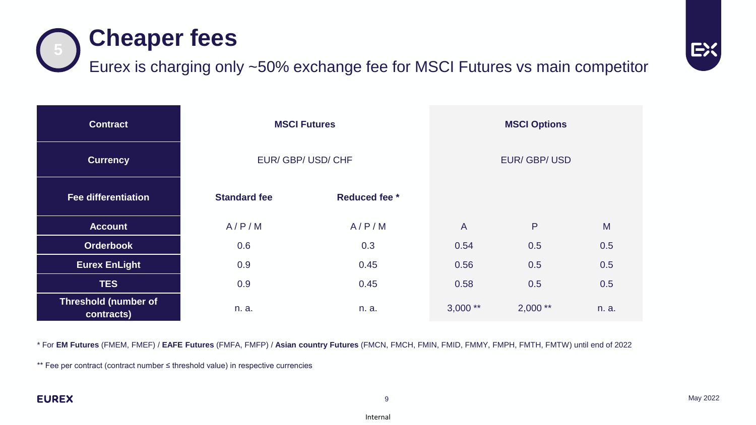# 5 Cheaper fees

Eurex is charging only ~50% exchange fee for MSCI Futures vs main competitor

| Contract | MSCI Futures | | MSCI Options | | |
| --- | --- | --- | --- | --- | --- |
| Currency | EUR/ GBP/ USD/ CHF | | EUR/ GBP/ USD | | |
| Fee differentiation | Standard fee | Reduced fee * | | | |
| Account | A / P / M | A / P / M | A | P | M |
| Orderbook | 0.6 | 0.3 | 0.54 | 0.5 | 0.5 |
| Eurex EnLight | 0.9 | 0.45 | 0.56 | 0.5 | 0.5 |
| TES | 0.9 | 0.45 | 0.58 | 0.5 | 0.5 |
| Threshold (number of contracts) | n. a. | n. a. | 3,000 ** | 2,000 ** | n. a. |

* For **EM Futures** (FMEM, FMEF) / **EAFE Futures** (FMFA, FMFP) / **Asian country Futures** (FMCN, FMCH, FMIN, FMID, FMMY, FMPH, FMTH, FMTW) until end of 2022

** Fee per contract (contract number ≤ threshold value) in respective currencies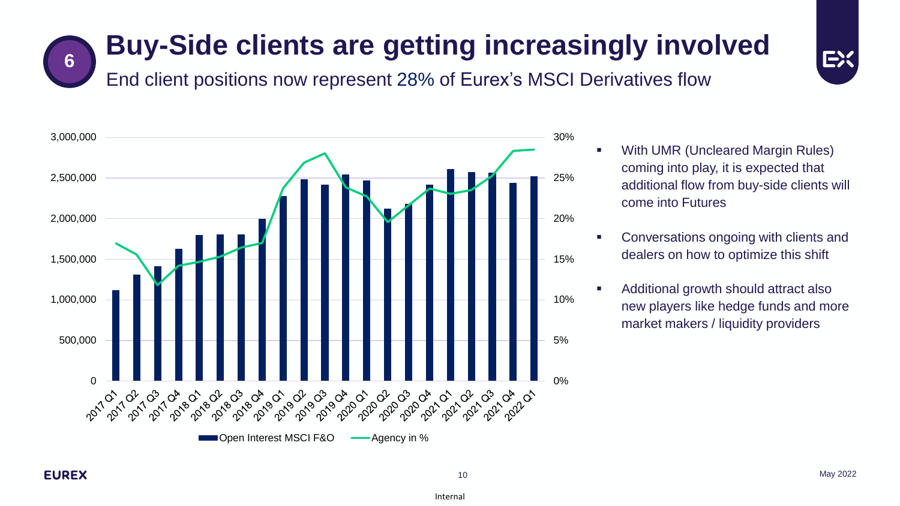# Buy-Side clients are getting increasingly involved

6

End client positions now represent 28% of Eurex's MSCI Derivatives flow

3,000,000
2,500,000
2,000,000
1,500,000
1,000,000
500,000
0

30%
25%
20%
15%
10%
5%
0%

2017 Q1 2017 Q2 2017 Q3 2017 Q4 2018 Q1 2018 Q2 2018 Q3 2018 Q4 2019 Q1 2019 Q2 2019 Q3 2019 Q4 2020 Q1 2020 Q2 2020 Q3 2020 Q4 2021 Q1 2021 Q2 2021 Q3 2021 Q4 2022 Q1

Open Interest MSCI F&O — Agency in %

- With UMR (Uncleared Margin Rules) coming into play, it is expected that additional flow from buy-side clients will come into Futures
- Conversations ongoing with clients and dealers on how to optimize this shift
- Additional growth should attract also new players like hedge funds and more market makers / liquidity providers

May 2022

Internal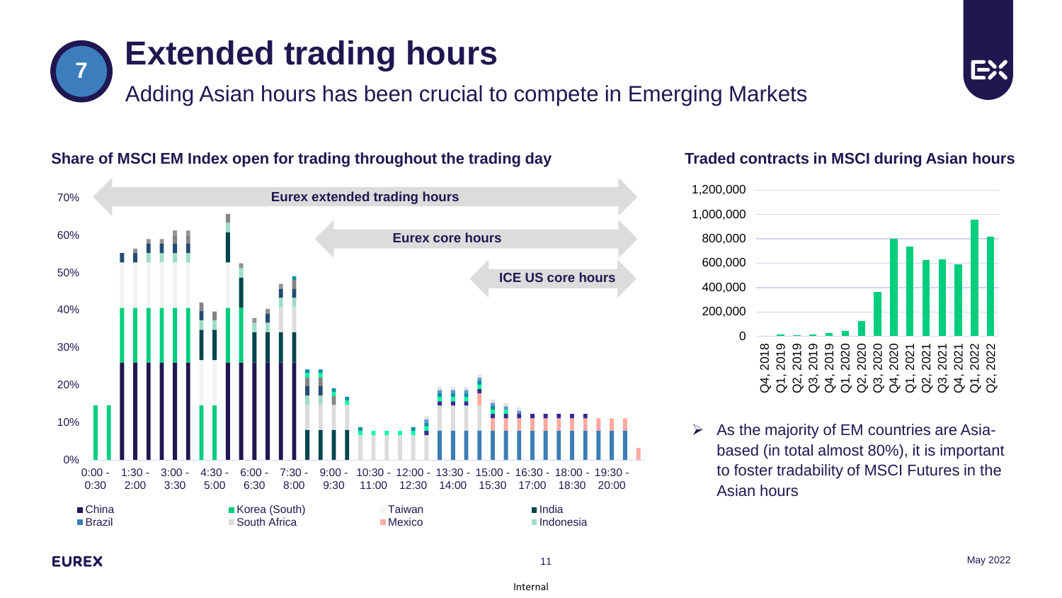# 7 Extended trading hours

Adding Asian hours has been crucial to compete in Emerging Markets

### Share of MSCI EM Index open for trading throughout the trading day

Eurex extended trading hours

Eurex core hours

ICE US core hours

70%
60%
50%
40%
30%
20%
10%
0%

0:00 - 0:30 | 1:30 - 2:00 | 3:00 - 3:30 | 4:30 - 5:00 | 6:00 - 6:30 | 7:30 - 8:00 | 9:00 - 9:30 | 10:30 - 11:00 | 12:00 - 12:30 | 13:30 - 14:00 | 15:00 - 15:30 | 16:30 - 17:00 | 18:00 - 18:30 | 19:30 - 20:00

China, Korea (South), Taiwan, India, Brazil, South Africa, Mexico, Indonesia

### Traded contracts in MSCI during Asian hours

1,200,000
1,000,000
800,000
600,000
400,000
200,000
0

Q4, 2018 | Q1, 2019 | Q2, 2019 | Q3, 2019 | Q4, 2019 | Q1, 2020 | Q2, 2020 | Q3, 2020 | Q4, 2020 | Q1, 2021 | Q2, 2021 | Q3, 2021 | Q4, 2021 | Q1, 2022 | Q2, 2022

- As the majority of EM countries are Asia-based (in total almost 80%), it is important to foster tradability of MSCI Futures in the Asian hours

May 2022

Internal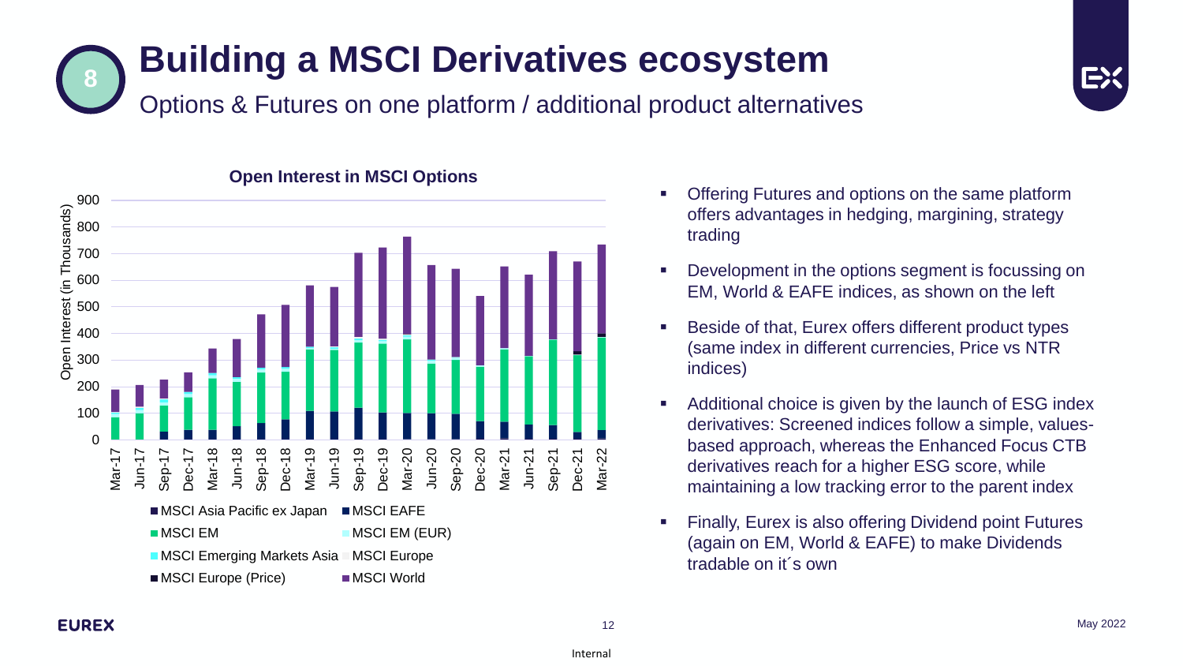# Building a MSCI Derivatives ecosystem

## Options & Futures on one platform / additional product alternatives

**Open Interest in MSCI Options**

- Offering Futures and options on the same platform offers advantages in hedging, margining, strategy trading
- Development in the options segment is focussing on EM, World & EAFE indices, as shown on the left
- Beside of that, Eurex offers different product types (same index in different currencies, Price vs NTR indices)
- Additional choice is given by the launch of ESG index derivatives: Screened indices follow a simple, values-based approach, whereas the Enhanced Focus CTB derivatives reach for a higher ESG score, while maintaining a low tracking error to the parent index
- Finally, Eurex is also offering Dividend point Futures (again on EM, World & EAFE) to make Dividends tradable on it´s own

May 2022

Internal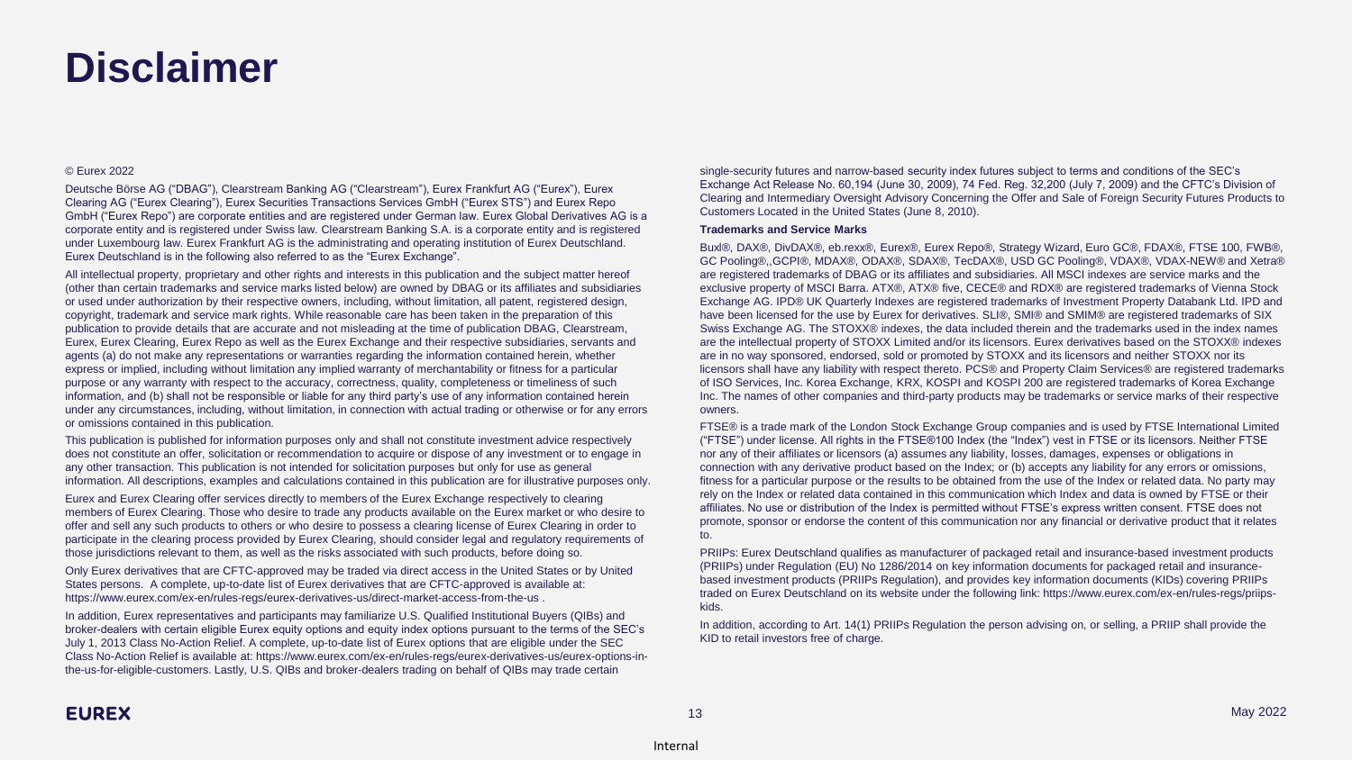# Disclaimer

© Eurex 2022

Deutsche Börse AG ("DBAG"), Clearstream Banking AG ("Clearstream"), Eurex Frankfurt AG ("Eurex"), Eurex Clearing AG ("Eurex Clearing"), Eurex Securities Transactions Services GmbH ("Eurex STS") and Eurex Repo GmbH ("Eurex Repo") are corporate entities and are registered under German law. Eurex Global Derivatives AG is a corporate entity and is registered under Swiss law. Clearstream Banking S.A. is a corporate entity and is registered under Luxembourg law. Eurex Frankfurt AG is the administrating and operating institution of Eurex Deutschland. Eurex Deutschland is in the following also referred to as the "Eurex Exchange".

All intellectual property, proprietary and other rights and interests in this publication and the subject matter hereof (other than certain trademarks and service marks listed below) are owned by DBAG or its affiliates and subsidiaries or used under authorization by their respective owners, including, without limitation, all patent, registered design, copyright, trademark and service mark rights. While reasonable care has been taken in the preparation of this publication to provide details that are accurate and not misleading at the time of publication DBAG, Clearstream, Eurex, Eurex Clearing, Eurex Repo as well as the Eurex Exchange and their respective subsidiaries, servants and agents (a) do not make any representations or warranties regarding the information contained herein, whether express or implied, including without limitation any implied warranty of merchantability or fitness for a particular purpose or any warranty with respect to the accuracy, correctness, quality, completeness or timeliness of such information, and (b) shall not be responsible or liable for any third party's use of any information contained herein under any circumstances, including, without limitation, in connection with actual trading or otherwise or for any errors or omissions contained in this publication.

This publication is published for information purposes only and shall not constitute investment advice respectively does not constitute an offer, solicitation or recommendation to acquire or dispose of any investment or to engage in any other transaction. This publication is not intended for solicitation purposes but only for use as general information. All descriptions, examples and calculations contained in this publication are for illustrative purposes only.

Eurex and Eurex Clearing offer services directly to members of the Eurex Exchange respectively to clearing members of Eurex Clearing. Those who desire to trade any products available on the Eurex market or who desire to offer and sell any such products to others or who desire to possess a clearing license of Eurex Clearing in order to participate in the clearing process provided by Eurex Clearing, should consider legal and regulatory requirements of those jurisdictions relevant to them, as well as the risks associated with such products, before doing so.

Only Eurex derivatives that are CFTC-approved may be traded via direct access in the United States or by United States persons. A complete, up-to-date list of Eurex derivatives that are CFTC-approved is available at: https://www.eurex.com/ex-en/rules-regs/eurex-derivatives-us/direct-market-access-from-the-us .

In addition, Eurex representatives and participants may familiarize U.S. Qualified Institutional Buyers (QIBs) and broker-dealers with certain eligible Eurex equity options and equity index options pursuant to the terms of the SEC's July 1, 2013 Class No-Action Relief. A complete, up-to-date list of Eurex options that are eligible under the SEC Class No-Action Relief is available at: https://www.eurex.com/ex-en/rules-regs/eurex-derivatives-us/eurex-options-in-the-us-for-eligible-customers. Lastly, U.S. QIBs and broker-dealers trading on behalf of QIBs may trade certain single-security futures and narrow-based security index futures subject to terms and conditions of the SEC's Exchange Act Release No. 60,194 (June 30, 2009), 74 Fed. Reg. 32,200 (July 7, 2009) and the CFTC's Division of Clearing and Intermediary Oversight Advisory Concerning the Offer and Sale of Foreign Security Futures Products to Customers Located in the United States (June 8, 2010).

**Trademarks and Service Marks**

Buxl®, DAX®, DivDAX®, eb.rexx®, Eurex®, Eurex Repo®, Strategy Wizard, Euro GC®, FDAX®, FTSE 100, FWB®, GC Pooling®,,GCPI®, MDAX®, ODAX®, SDAX®, TecDAX®, USD GC Pooling®, VDAX®, VDAX-NEW® and Xetra® are registered trademarks of DBAG or its affiliates and subsidiaries. All MSCI indexes are service marks and the exclusive property of MSCI Barra. ATX®, ATX® five, CECE® and RDX® are registered trademarks of Vienna Stock Exchange AG. IPD® UK Quarterly Indexes are registered trademarks of Investment Property Databank Ltd. IPD and have been licensed for the use by Eurex for derivatives. SLI®, SMI® and SMIM® are registered trademarks of SIX Swiss Exchange AG. The STOXX® indexes, the data included therein and the trademarks used in the index names are the intellectual property of STOXX Limited and/or its licensors. Eurex derivatives based on the STOXX® indexes are in no way sponsored, endorsed, sold or promoted by STOXX and its licensors and neither STOXX nor its licensors shall have any liability with respect thereto. PCS® and Property Claim Services® are registered trademarks of ISO Services, Inc. Korea Exchange, KRX, KOSPI and KOSPI 200 are registered trademarks of Korea Exchange Inc. The names of other companies and third-party products may be trademarks or service marks of their respective owners.

FTSE® is a trade mark of the London Stock Exchange Group companies and is used by FTSE International Limited ("FTSE") under license. All rights in the FTSE®100 Index (the "Index") vest in FTSE or its licensors. Neither FTSE nor any of their affiliates or licensors (a) assumes any liability, losses, damages, expenses or obligations in connection with any derivative product based on the Index; or (b) accepts any liability for any errors or omissions, fitness for a particular purpose or the results to be obtained from the use of the Index or related data. No party may rely on the Index or related data contained in this communication which Index and data is owned by FTSE or their affiliates. No use or distribution of the Index is permitted without FTSE's express written consent. FTSE does not promote, sponsor or endorse the content of this communication nor any financial or derivative product that it relates to.

PRIIPs: Eurex Deutschland qualifies as manufacturer of packaged retail and insurance-based investment products (PRIIPs) under Regulation (EU) No 1286/2014 on key information documents for packaged retail and insurance-based investment products (PRIIPs Regulation), and provides key information documents (KIDs) covering PRIIPs traded on Eurex Deutschland on its website under the following link: https://www.eurex.com/ex-en/rules-regs/priips-kids.

In addition, according to Art. 14(1) PRIIPs Regulation the person advising on, or selling, a PRIIP shall provide the KID to retail investors free of charge.